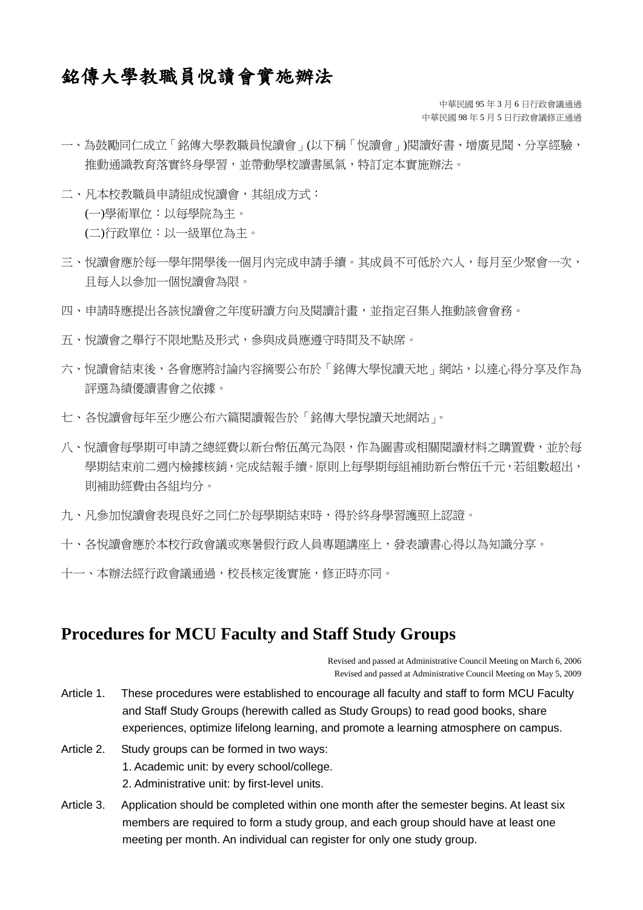# 銘傳大學教職員悅讀會實施辦法

中華民國 95 年 3 月 6 日行政會議通過
中華民國 98 年 5 月 5 日行政會議修正通過

一、為鼓勵同仁成立「銘傳大學教職員悅讀會」(以下稱「悅讀會」)閱讀好書、增廣見聞、分享經驗，推動通識教育落實終身學習，並帶動學校讀書風氣，特訂定本實施辦法。

二、凡本校教職員申請組成悅讀會，其組成方式：
(一)學術單位：以每學院為主。
(二)行政單位：以一級單位為主。

三、悅讀會應於每一學年開學後一個月內完成申請手續。其成員不可低於六人，每月至少聚會一次，且每人以參加一個悅讀會為限。

四、申請時應提出各該悅讀會之年度研讀方向及閱讀計畫，並指定召集人推動該會會務。

五、悅讀會之舉行不限地點及形式，參與成員應遵守時間及不缺席。

六、悅讀會結束後，各會應將討論內容摘要公布於「銘傳大學悅讀天地」網站，以達心得分享及作為評選為績優讀書會之依據。

七、各悅讀會每年至少應公布六篇閱讀報告於「銘傳大學悅讀天地網站」。

八、悅讀會每學期可申請之總經費以新台幣伍萬元為限，作為圖書或相關閱讀材料之購置費，並於每學期結束前二週內檢據核銷，完成結報手續。原則上每學期每組補助新台幣伍千元，若組數超出，則補助經費由各組均分。

九、凡參加悅讀會表現良好之同仁於每學期結束時，得於終身學習護照上認證。

十、各悅讀會應於本校行政會議或寒暑假行政人員專題講座上，發表讀書心得以為知識分享。

十一、本辦法經行政會議通過，校長核定後實施，修正時亦同。

## Procedures for MCU Faculty and Staff Study Groups

Revised and passed at Administrative Council Meeting on March 6, 2006
Revised and passed at Administrative Council Meeting on May 5, 2009

Article 1. These procedures were established to encourage all faculty and staff to form MCU Faculty and Staff Study Groups (herewith called as Study Groups) to read good books, share experiences, optimize lifelong learning, and promote a learning atmosphere on campus.

Article 2. Study groups can be formed in two ways:
1. Academic unit: by every school/college.
2. Administrative unit: by first-level units.

Article 3. Application should be completed within one month after the semester begins. At least six members are required to form a study group, and each group should have at least one meeting per month. An individual can register for only one study group.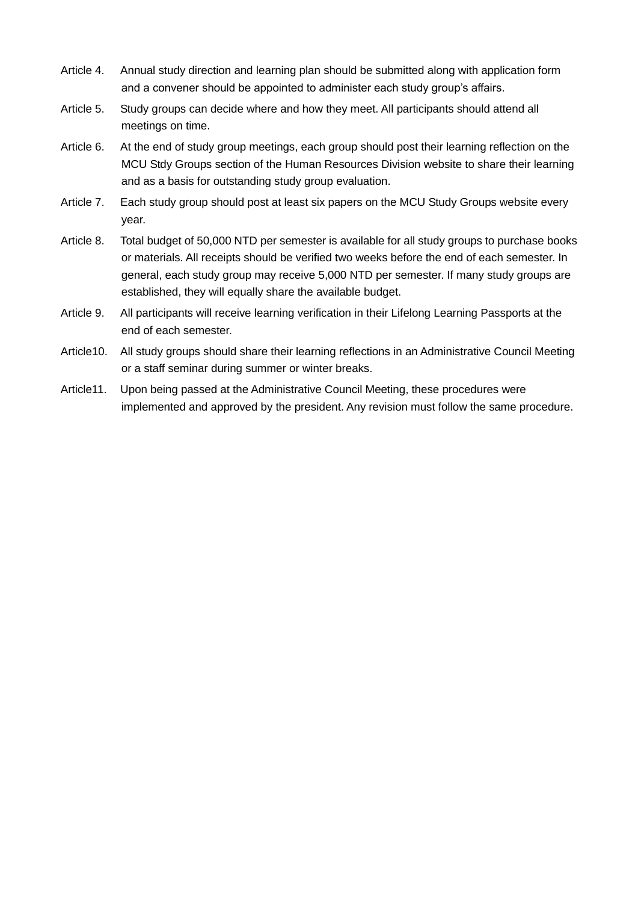Article 4. Annual study direction and learning plan should be submitted along with application form and a convener should be appointed to administer each study group's affairs.

Article 5. Study groups can decide where and how they meet. All participants should attend all meetings on time.

Article 6. At the end of study group meetings, each group should post their learning reflection on the MCU Stdy Groups section of the Human Resources Division website to share their learning and as a basis for outstanding study group evaluation.

Article 7. Each study group should post at least six papers on the MCU Study Groups website every year.

Article 8. Total budget of 50,000 NTD per semester is available for all study groups to purchase books or materials. All receipts should be verified two weeks before the end of each semester. In general, each study group may receive 5,000 NTD per semester. If many study groups are established, they will equally share the available budget.

Article 9. All participants will receive learning verification in their Lifelong Learning Passports at the end of each semester.

Article10. All study groups should share their learning reflections in an Administrative Council Meeting or a staff seminar during summer or winter breaks.

Article11. Upon being passed at the Administrative Council Meeting, these procedures were implemented and approved by the president. Any revision must follow the same procedure.